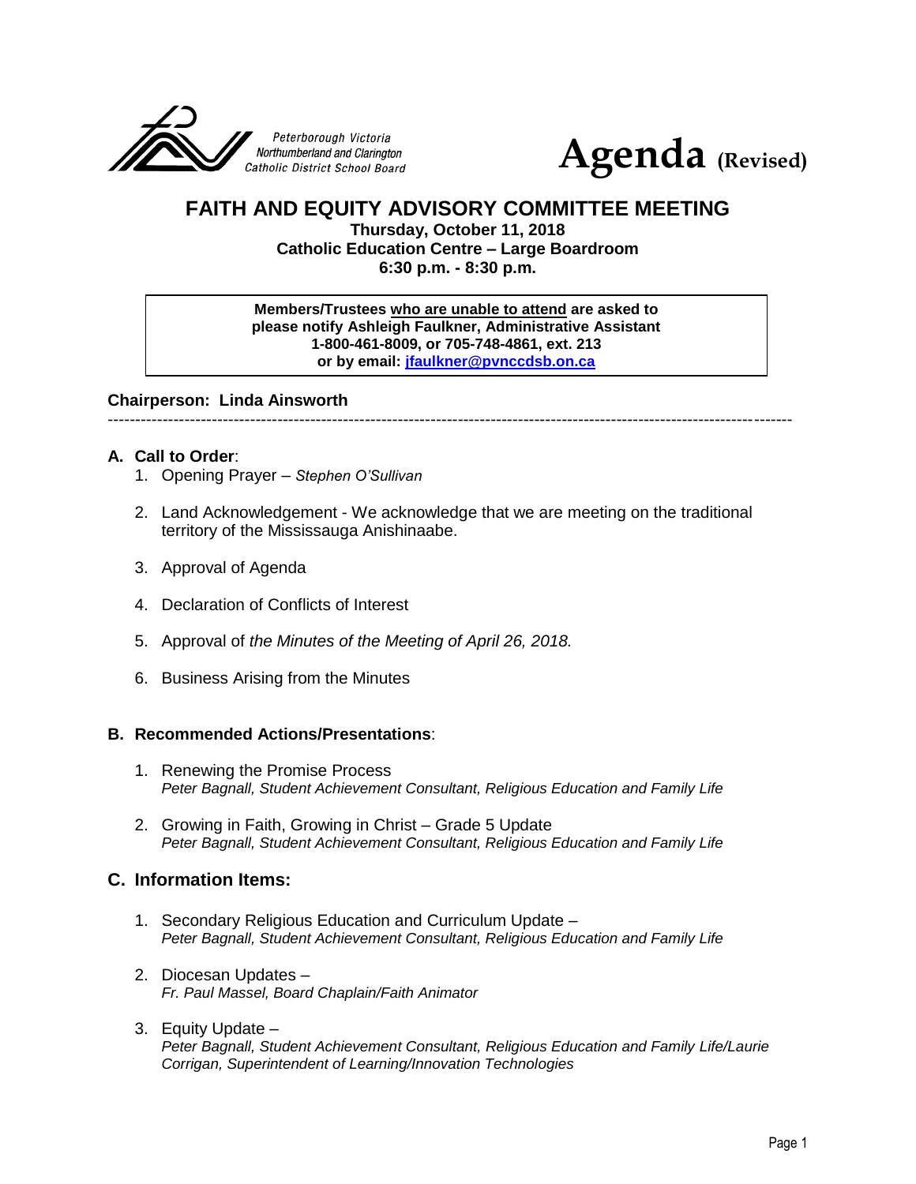Peterborough Victoria Northumberland and Clarington Catholic District School Board

# Agenda (Revised)

## FAITH AND EQUITY ADVISORY COMMITTEE MEETING

**Thursday, October 11, 2018**
**Catholic Education Centre – Large Boardroom**
**6:30 p.m. - 8:30 p.m.**

> **Members/Trustees <u>who are unable to attend</u> are asked to please notify Ashleigh Faulkner, Administrative Assistant 1-800-461-8009, or 705-748-4861, ext. 213 or by email: [jfaulkner@pvnccdsb.on.ca](mailto:jfaulkner@pvnccdsb.on.ca)**

**Chairperson: Linda Ainsworth**

---

### A. Call to Order:

1. Opening Prayer – *Stephen O'Sullivan*

2. Land Acknowledgement - We acknowledge that we are meeting on the traditional territory of the Mississauga Anishinaabe.

3. Approval of Agenda

4. Declaration of Conflicts of Interest

5. Approval of *the Minutes of the Meeting of April 26, 2018.*

6. Business Arising from the Minutes

### B. Recommended Actions/Presentations:

1. Renewing the Promise Process
   *Peter Bagnall, Student Achievement Consultant, Religious Education and Family Life*

2. Growing in Faith, Growing in Christ – Grade 5 Update
   *Peter Bagnall, Student Achievement Consultant, Religious Education and Family Life*

### C. Information Items:

1. Secondary Religious Education and Curriculum Update –
   *Peter Bagnall, Student Achievement Consultant, Religious Education and Family Life*

2. Diocesan Updates –
   *Fr. Paul Massel, Board Chaplain/Faith Animator*

3. Equity Update –
   *Peter Bagnall, Student Achievement Consultant, Religious Education and Family Life/Laurie Corrigan, Superintendent of Learning/Innovation Technologies*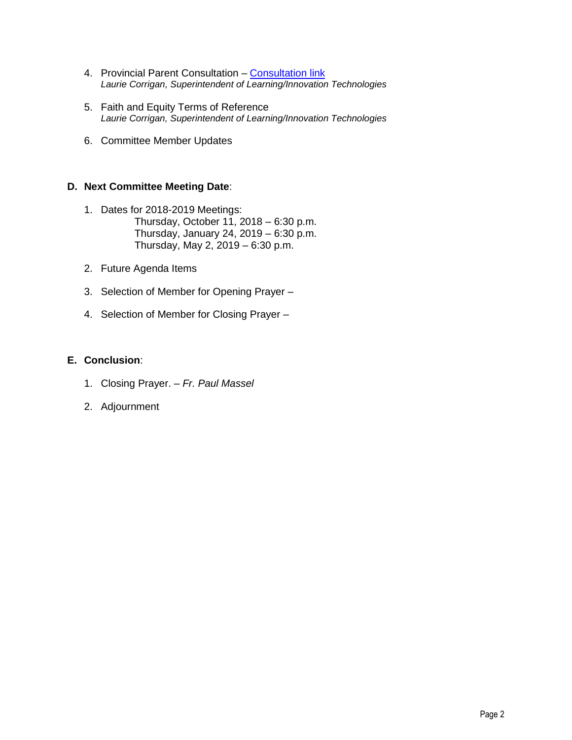4. Provincial Parent Consultation – Consultation link
   *Laurie Corrigan, Superintendent of Learning/Innovation Technologies*

5. Faith and Equity Terms of Reference
   *Laurie Corrigan, Superintendent of Learning/Innovation Technologies*

6. Committee Member Updates

**D. Next Committee Meeting Date**:

1. Dates for 2018-2019 Meetings:
   Thursday, October 11, 2018 – 6:30 p.m.
   Thursday, January 24, 2019 – 6:30 p.m.
   Thursday, May 2, 2019 – 6:30 p.m.

2. Future Agenda Items

3. Selection of Member for Opening Prayer –

4. Selection of Member for Closing Prayer –

**E. Conclusion**:

1. Closing Prayer. – *Fr. Paul Massel*

2. Adjournment